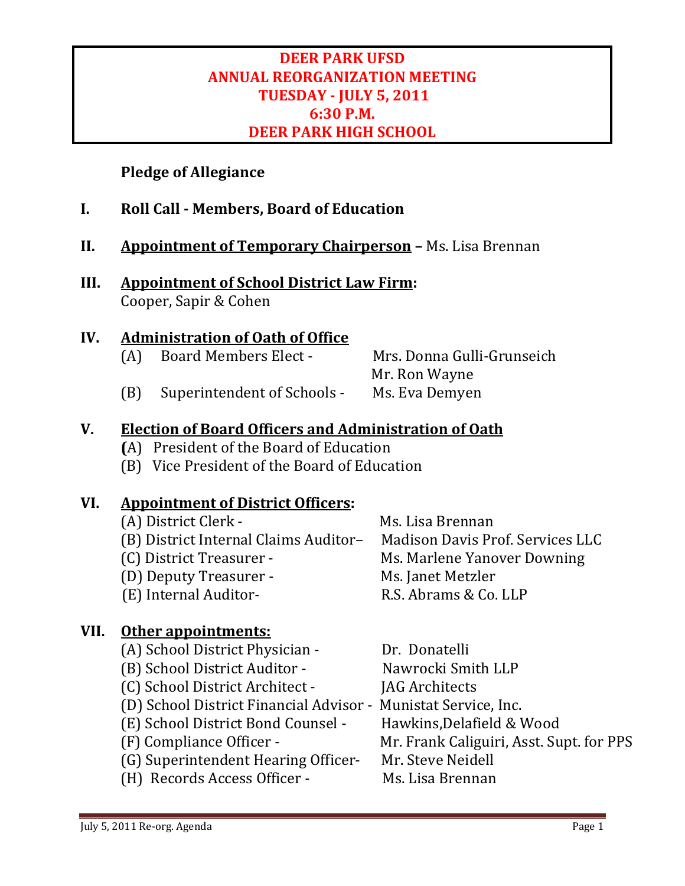# DEER PARK UFSD
# ANNUAL REORGANIZATION MEETING
# TUESDAY - JULY 5, 2011
# 6:30 P.M.
# DEER PARK HIGH SCHOOL

**Pledge of Allegiance**

**I. Roll Call - Members, Board of Education**

**II. <u>Appointment of Temporary Chairperson</u> –** Ms. Lisa Brennan

**III. <u>Appointment of School District Law Firm</u>:**
Cooper, Sapir & Cohen

**IV. <u>Administration of Oath of Office</u>**

- (A) Board Members Elect - Mrs. Donna Gulli-Grunseich
  Mr. Ron Wayne
- (B) Superintendent of Schools - Ms. Eva Demyen

**V. <u>Election of Board Officers and Administration of Oath</u>**

- (A) President of the Board of Education
- (B) Vice President of the Board of Education

**VI. <u>Appointment of District Officers</u>:**

- (A) District Clerk - Ms. Lisa Brennan
- (B) District Internal Claims Auditor– Madison Davis Prof. Services LLC
- (C) District Treasurer - Ms. Marlene Yanover Downing
- (D) Deputy Treasurer - Ms. Janet Metzler
- (E) Internal Auditor- R.S. Abrams & Co. LLP

**VII. <u>Other appointments:</u>**

- (A) School District Physician - Dr. Donatelli
- (B) School District Auditor - Nawrocki Smith LLP
- (C) School District Architect - JAG Architects
- (D) School District Financial Advisor - Munistat Service, Inc.
- (E) School District Bond Counsel - Hawkins,Delafield & Wood
- (F) Compliance Officer - Mr. Frank Caliguiri, Asst. Supt. for PPS
- (G) Superintendent Hearing Officer- Mr. Steve Neidell
- (H) Records Access Officer - Ms. Lisa Brennan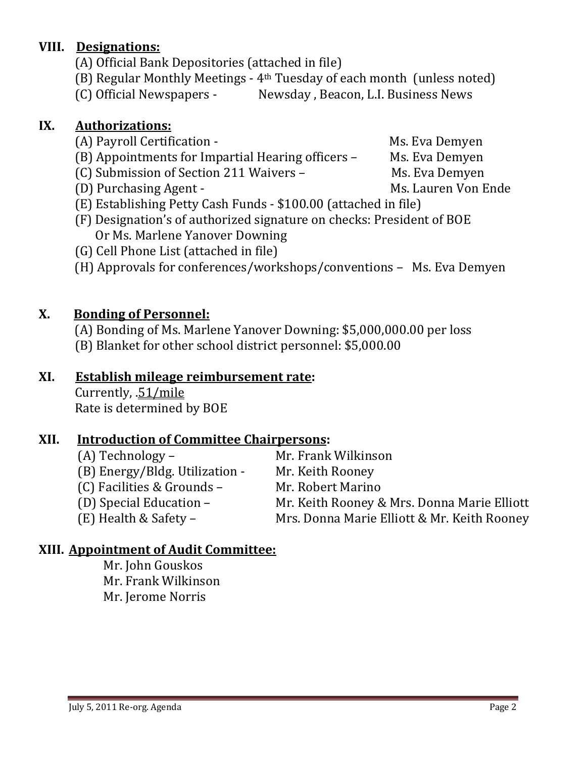## VIII. Designations:

(A) Official Bank Depositories (attached in file)
(B) Regular Monthly Meetings - 4th Tuesday of each month (unless noted)
(C) Official Newspapers - Newsday , Beacon, L.I. Business News

## IX. Authorizations:

(A) Payroll Certification - Ms. Eva Demyen
(B) Appointments for Impartial Hearing officers – Ms. Eva Demyen
(C) Submission of Section 211 Waivers – Ms. Eva Demyen
(D) Purchasing Agent - Ms. Lauren Von Ende
(E) Establishing Petty Cash Funds - $100.00 (attached in file)
(F) Designation's of authorized signature on checks: President of BOE Or Ms. Marlene Yanover Downing
(G) Cell Phone List (attached in file)
(H) Approvals for conferences/workshops/conventions – Ms. Eva Demyen

## X. Bonding of Personnel:

(A) Bonding of Ms. Marlene Yanover Downing: $5,000,000.00 per loss
(B) Blanket for other school district personnel: $5,000.00

## XI. Establish mileage reimbursement rate:

Currently, .51/mile
Rate is determined by BOE

## XII. Introduction of Committee Chairpersons:

(A) Technology – Mr. Frank Wilkinson
(B) Energy/Bldg. Utilization - Mr. Keith Rooney
(C) Facilities & Grounds – Mr. Robert Marino
(D) Special Education – Mr. Keith Rooney & Mrs. Donna Marie Elliott
(E) Health & Safety – Mrs. Donna Marie Elliott & Mr. Keith Rooney

## XIII. Appointment of Audit Committee:

Mr. John Gouskos
Mr. Frank Wilkinson
Mr. Jerome Norris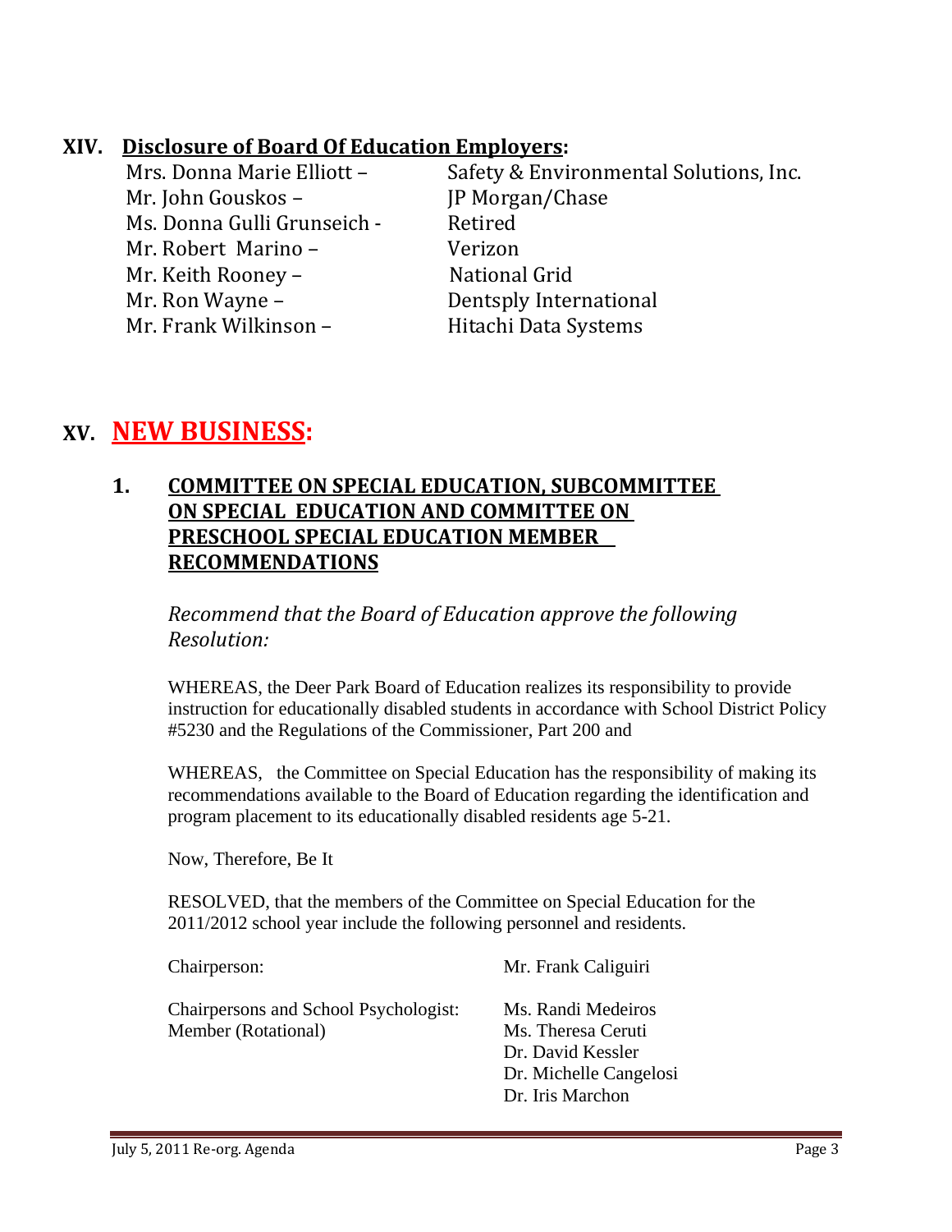## XIV. Disclosure of Board Of Education Employers:

| | |
|---|---|
| Mrs. Donna Marie Elliott – | Safety & Environmental Solutions, Inc. |
| Mr. John Gouskos – | JP Morgan/Chase |
| Ms. Donna Gulli Grunseich - | Retired |
| Mr. Robert Marino – | Verizon |
| Mr. Keith Rooney – | National Grid |
| Mr. Ron Wayne – | Dentsply International |
| Mr. Frank Wilkinson – | Hitachi Data Systems |

## XV. NEW BUSINESS:

### 1. COMMITTEE ON SPECIAL EDUCATION, SUBCOMMITTEE ON SPECIAL EDUCATION AND COMMITTEE ON PRESCHOOL SPECIAL EDUCATION MEMBER RECOMMENDATIONS

*Recommend that the Board of Education approve the following Resolution:*

WHEREAS, the Deer Park Board of Education realizes its responsibility to provide instruction for educationally disabled students in accordance with School District Policy #5230 and the Regulations of the Commissioner, Part 200 and

WHEREAS, the Committee on Special Education has the responsibility of making its recommendations available to the Board of Education regarding the identification and program placement to its educationally disabled residents age 5-21.

Now, Therefore, Be It

RESOLVED, that the members of the Committee on Special Education for the 2011/2012 school year include the following personnel and residents.

| | |
|---|---|
| Chairperson: | Mr. Frank Caliguiri |
| Chairpersons and School Psychologist: Member (Rotational) | Ms. Randi Medeiros<br>Ms. Theresa Ceruti<br>Dr. David Kessler<br>Dr. Michelle Cangelosi<br>Dr. Iris Marchon |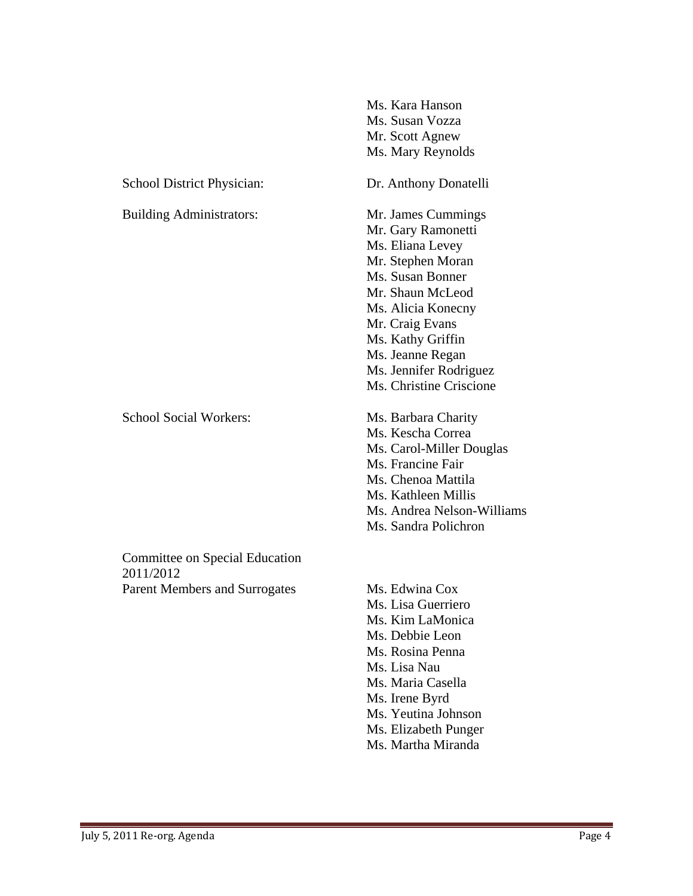| | |
|---|---|
| | Ms. Kara Hanson<br>Ms. Susan Vozza<br>Mr. Scott Agnew<br>Ms. Mary Reynolds |
| School District Physician: | Dr. Anthony Donatelli |
| Building Administrators: | Mr. James Cummings<br>Mr. Gary Ramonetti<br>Ms. Eliana Levey<br>Mr. Stephen Moran<br>Ms. Susan Bonner<br>Mr. Shaun McLeod<br>Ms. Alicia Konecny<br>Mr. Craig Evans<br>Ms. Kathy Griffin<br>Ms. Jeanne Regan<br>Ms. Jennifer Rodriguez<br>Ms. Christine Criscione |
| School Social Workers: | Ms. Barbara Charity<br>Ms. Kescha Correa<br>Ms. Carol-Miller Douglas<br>Ms. Francine Fair<br>Ms. Chenoa Mattila<br>Ms. Kathleen Millis<br>Ms. Andrea Nelson-Williams<br>Ms. Sandra Polichron |
| Committee on Special Education 2011/2012<br>Parent Members and Surrogates | Ms. Edwina Cox<br>Ms. Lisa Guerriero<br>Ms. Kim LaMonica<br>Ms. Debbie Leon<br>Ms. Rosina Penna<br>Ms. Lisa Nau<br>Ms. Maria Casella<br>Ms. Irene Byrd<br>Ms. Yeutina Johnson<br>Ms. Elizabeth Punger<br>Ms. Martha Miranda |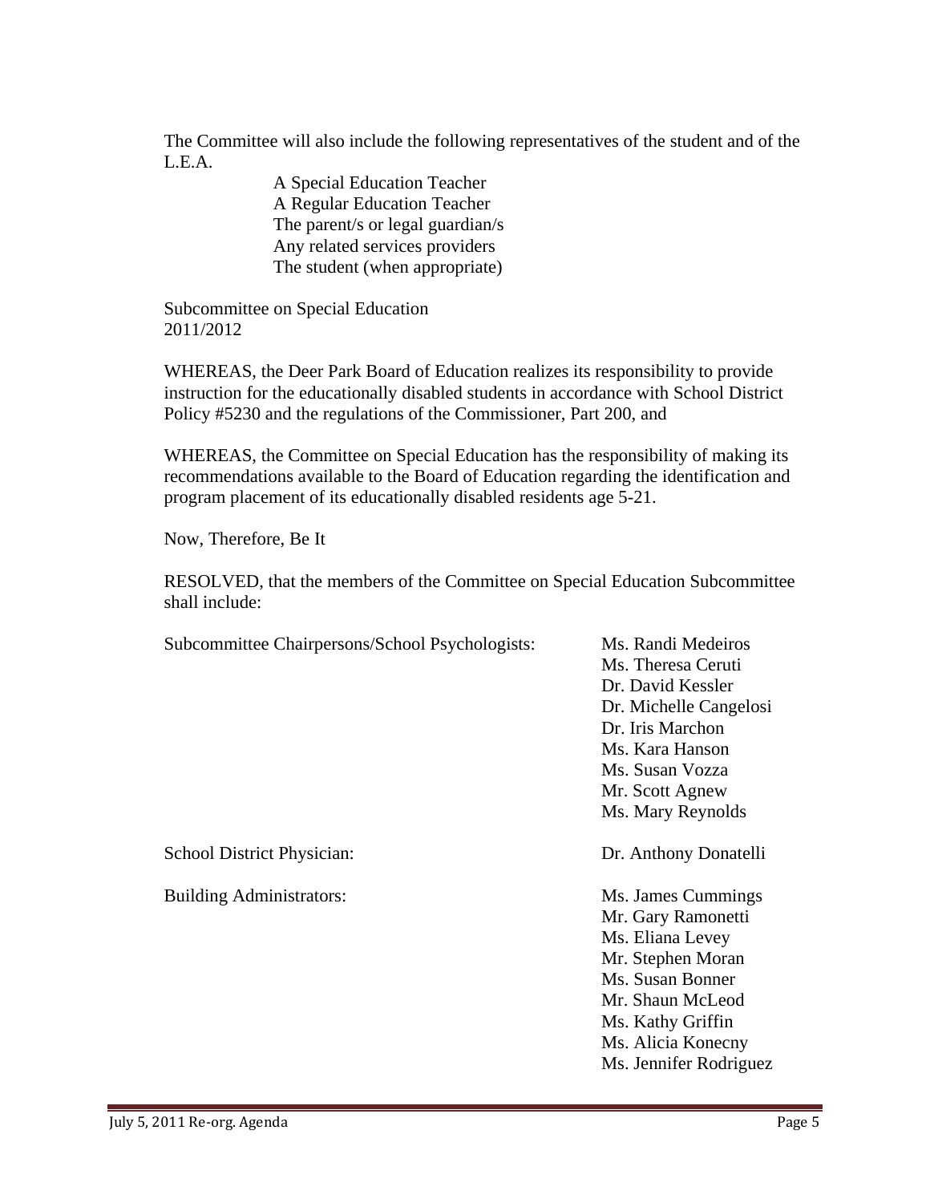The Committee will also include the following representatives of the student and of the L.E.A.

- A Special Education Teacher
- A Regular Education Teacher
- The parent/s or legal guardian/s
- Any related services providers
- The student (when appropriate)

Subcommittee on Special Education
2011/2012

WHEREAS, the Deer Park Board of Education realizes its responsibility to provide instruction for the educationally disabled students in accordance with School District Policy #5230 and the regulations of the Commissioner, Part 200, and

WHEREAS, the Committee on Special Education has the responsibility of making its recommendations available to the Board of Education regarding the identification and program placement of its educationally disabled residents age 5-21.

Now, Therefore, Be It

RESOLVED, that the members of the Committee on Special Education Subcommittee shall include:

| | |
|---|---|
| Subcommittee Chairpersons/School Psychologists: | Ms. Randi Medeiros<br>Ms. Theresa Ceruti<br>Dr. David Kessler<br>Dr. Michelle Cangelosi<br>Dr. Iris Marchon<br>Ms. Kara Hanson<br>Ms. Susan Vozza<br>Mr. Scott Agnew<br>Ms. Mary Reynolds |
| School District Physician: | Dr. Anthony Donatelli |
| Building Administrators: | Ms. James Cummings<br>Mr. Gary Ramonetti<br>Ms. Eliana Levey<br>Mr. Stephen Moran<br>Ms. Susan Bonner<br>Mr. Shaun McLeod<br>Ms. Kathy Griffin<br>Ms. Alicia Konecny<br>Ms. Jennifer Rodriguez |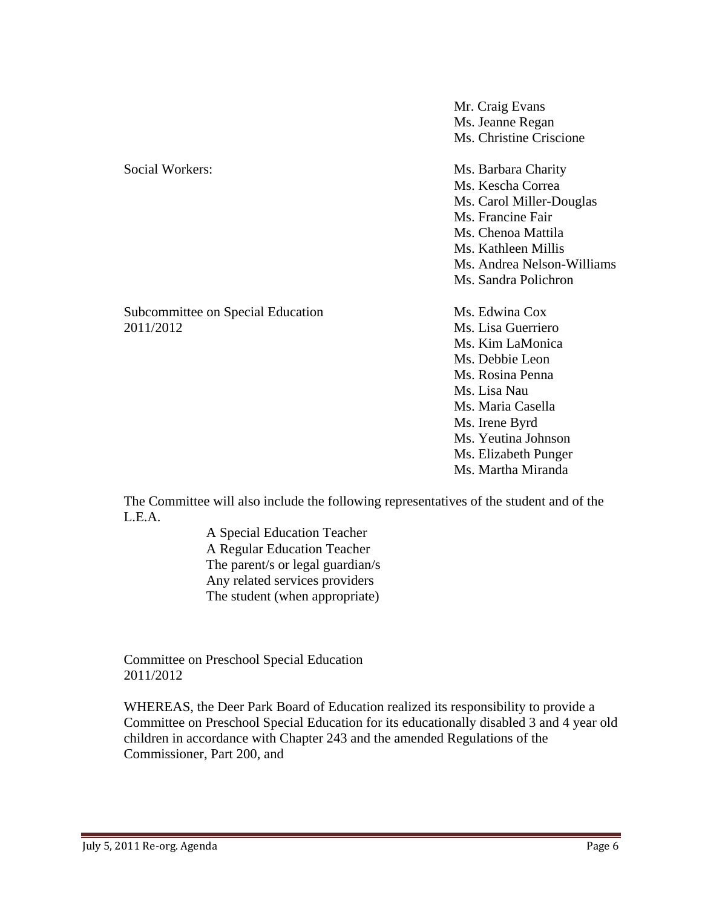| | |
|---|---|
| | Mr. Craig Evans<br>Ms. Jeanne Regan<br>Ms. Christine Criscione |
| Social Workers: | Ms. Barbara Charity<br>Ms. Kescha Correa<br>Ms. Carol Miller-Douglas<br>Ms. Francine Fair<br>Ms. Chenoa Mattila<br>Ms. Kathleen Millis<br>Ms. Andrea Nelson-Williams<br>Ms. Sandra Polichron |
| Subcommittee on Special Education 2011/2012 | Ms. Edwina Cox<br>Ms. Lisa Guerriero<br>Ms. Kim LaMonica<br>Ms. Debbie Leon<br>Ms. Rosina Penna<br>Ms. Lisa Nau<br>Ms. Maria Casella<br>Ms. Irene Byrd<br>Ms. Yeutina Johnson<br>Ms. Elizabeth Punger<br>Ms. Martha Miranda |

The Committee will also include the following representatives of the student and of the L.E.A.

- A Special Education Teacher
- A Regular Education Teacher
- The parent/s or legal guardian/s
- Any related services providers
- The student (when appropriate)

Committee on Preschool Special Education
2011/2012

WHEREAS, the Deer Park Board of Education realized its responsibility to provide a Committee on Preschool Special Education for its educationally disabled 3 and 4 year old children in accordance with Chapter 243 and the amended Regulations of the Commissioner, Part 200, and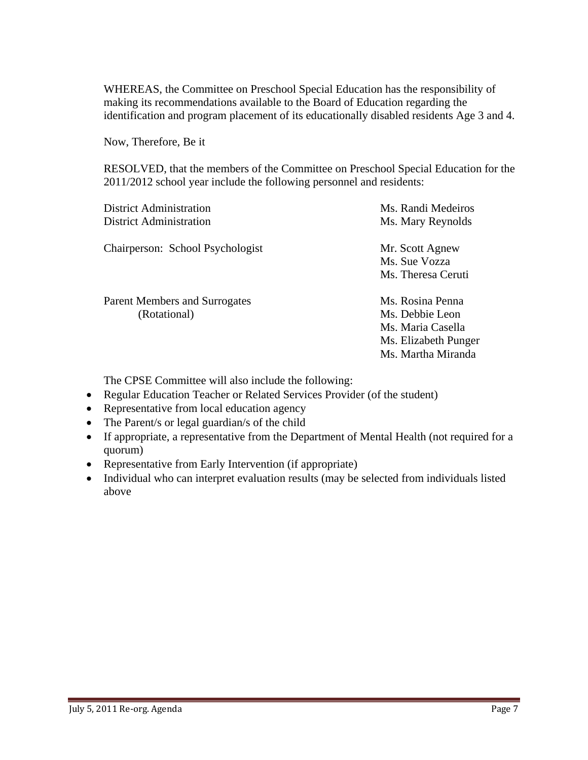WHEREAS, the Committee on Preschool Special Education has the responsibility of making its recommendations available to the Board of Education regarding the identification and program placement of its educationally disabled residents Age 3 and 4.

Now, Therefore, Be it

RESOLVED, that the members of the Committee on Preschool Special Education for the 2011/2012 school year include the following personnel and residents:

| | |
|---|---|
| District Administration | Ms. Randi Medeiros |
| District Administration | Ms. Mary Reynolds |
| Chairperson: School Psychologist | Mr. Scott Agnew<br>Ms. Sue Vozza<br>Ms. Theresa Ceruti |
| Parent Members and Surrogates (Rotational) | Ms. Rosina Penna<br>Ms. Debbie Leon<br>Ms. Maria Casella<br>Ms. Elizabeth Punger<br>Ms. Martha Miranda |

The CPSE Committee will also include the following:

- Regular Education Teacher or Related Services Provider (of the student)
- Representative from local education agency
- The Parent/s or legal guardian/s of the child
- If appropriate, a representative from the Department of Mental Health (not required for a quorum)
- Representative from Early Intervention (if appropriate)
- Individual who can interpret evaluation results (may be selected from individuals listed above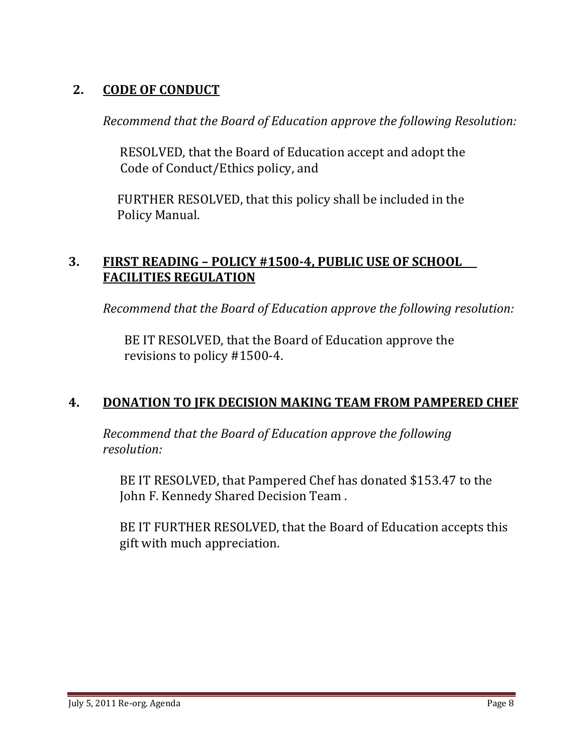## 2. CODE OF CONDUCT

*Recommend that the Board of Education approve the following Resolution:*

RESOLVED, that the Board of Education accept and adopt the Code of Conduct/Ethics policy, and

FURTHER RESOLVED, that this policy shall be included in the Policy Manual.

## 3. FIRST READING – POLICY #1500-4, PUBLIC USE OF SCHOOL FACILITIES REGULATION

*Recommend that the Board of Education approve the following resolution:*

BE IT RESOLVED, that the Board of Education approve the revisions to policy #1500-4.

## 4. DONATION TO JFK DECISION MAKING TEAM FROM PAMPERED CHEF

*Recommend that the Board of Education approve the following resolution:*

BE IT RESOLVED, that Pampered Chef has donated $153.47 to the John F. Kennedy Shared Decision Team .

BE IT FURTHER RESOLVED, that the Board of Education accepts this gift with much appreciation.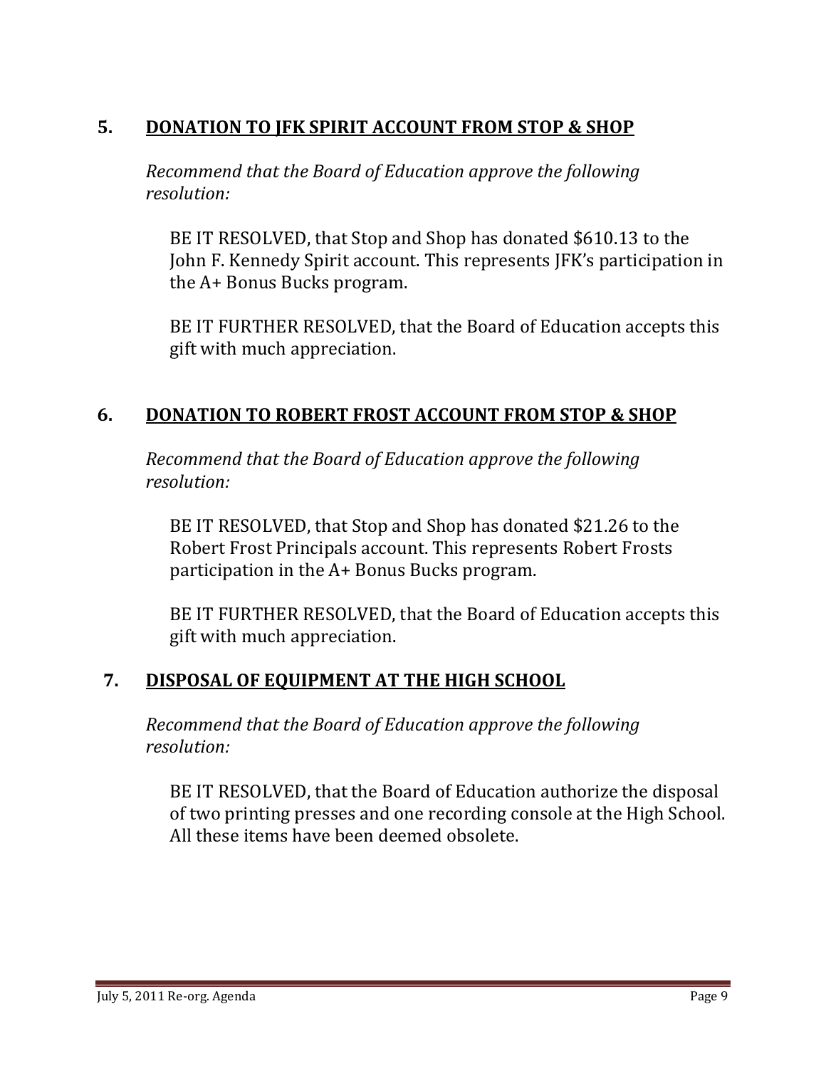## 5. DONATION TO JFK SPIRIT ACCOUNT FROM STOP & SHOP

*Recommend that the Board of Education approve the following resolution:*

BE IT RESOLVED, that Stop and Shop has donated $610.13 to the John F. Kennedy Spirit account. This represents JFK's participation in the A+ Bonus Bucks program.

BE IT FURTHER RESOLVED, that the Board of Education accepts this gift with much appreciation.

## 6. DONATION TO ROBERT FROST ACCOUNT FROM STOP & SHOP

*Recommend that the Board of Education approve the following resolution:*

BE IT RESOLVED, that Stop and Shop has donated $21.26 to the Robert Frost Principals account. This represents Robert Frosts participation in the A+ Bonus Bucks program.

BE IT FURTHER RESOLVED, that the Board of Education accepts this gift with much appreciation.

## 7. DISPOSAL OF EQUIPMENT AT THE HIGH SCHOOL

*Recommend that the Board of Education approve the following resolution:*

BE IT RESOLVED, that the Board of Education authorize the disposal of two printing presses and one recording console at the High School. All these items have been deemed obsolete.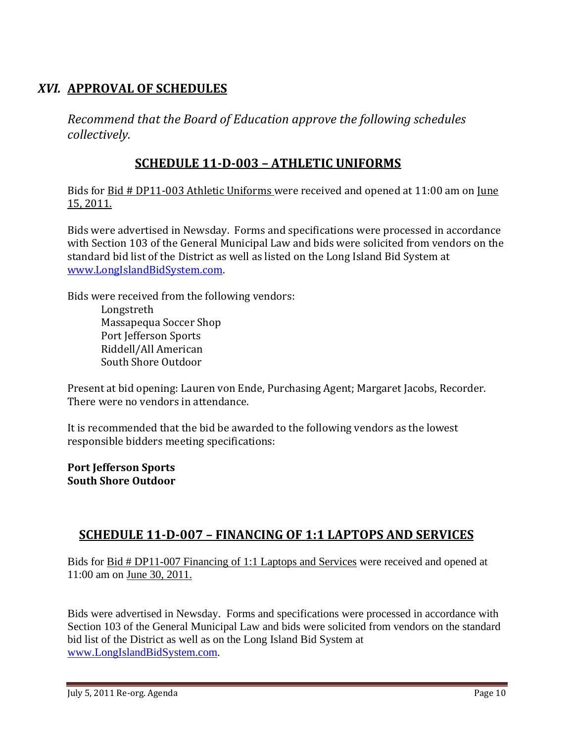## *XVI.* APPROVAL OF SCHEDULES

*Recommend that the Board of Education approve the following schedules collectively.*

### SCHEDULE 11-D-003 – ATHLETIC UNIFORMS

Bids for Bid # DP11-003 Athletic Uniforms were received and opened at 11:00 am on June 15, 2011.

Bids were advertised in Newsday. Forms and specifications were processed in accordance with Section 103 of the General Municipal Law and bids were solicited from vendors on the standard bid list of the District as well as listed on the Long Island Bid System at www.LongIslandBidSystem.com.

Bids were received from the following vendors:

- Longstreth
- Massapequa Soccer Shop
- Port Jefferson Sports
- Riddell/All American
- South Shore Outdoor

Present at bid opening: Lauren von Ende, Purchasing Agent; Margaret Jacobs, Recorder. There were no vendors in attendance.

It is recommended that the bid be awarded to the following vendors as the lowest responsible bidders meeting specifications:

**Port Jefferson Sports**
**South Shore Outdoor**

### SCHEDULE 11-D-007 – FINANCING OF 1:1 LAPTOPS AND SERVICES

Bids for Bid # DP11-007 Financing of 1:1 Laptops and Services were received and opened at 11:00 am on June 30, 2011.

Bids were advertised in Newsday. Forms and specifications were processed in accordance with Section 103 of the General Municipal Law and bids were solicited from vendors on the standard bid list of the District as well as on the Long Island Bid System at www.LongIslandBidSystem.com.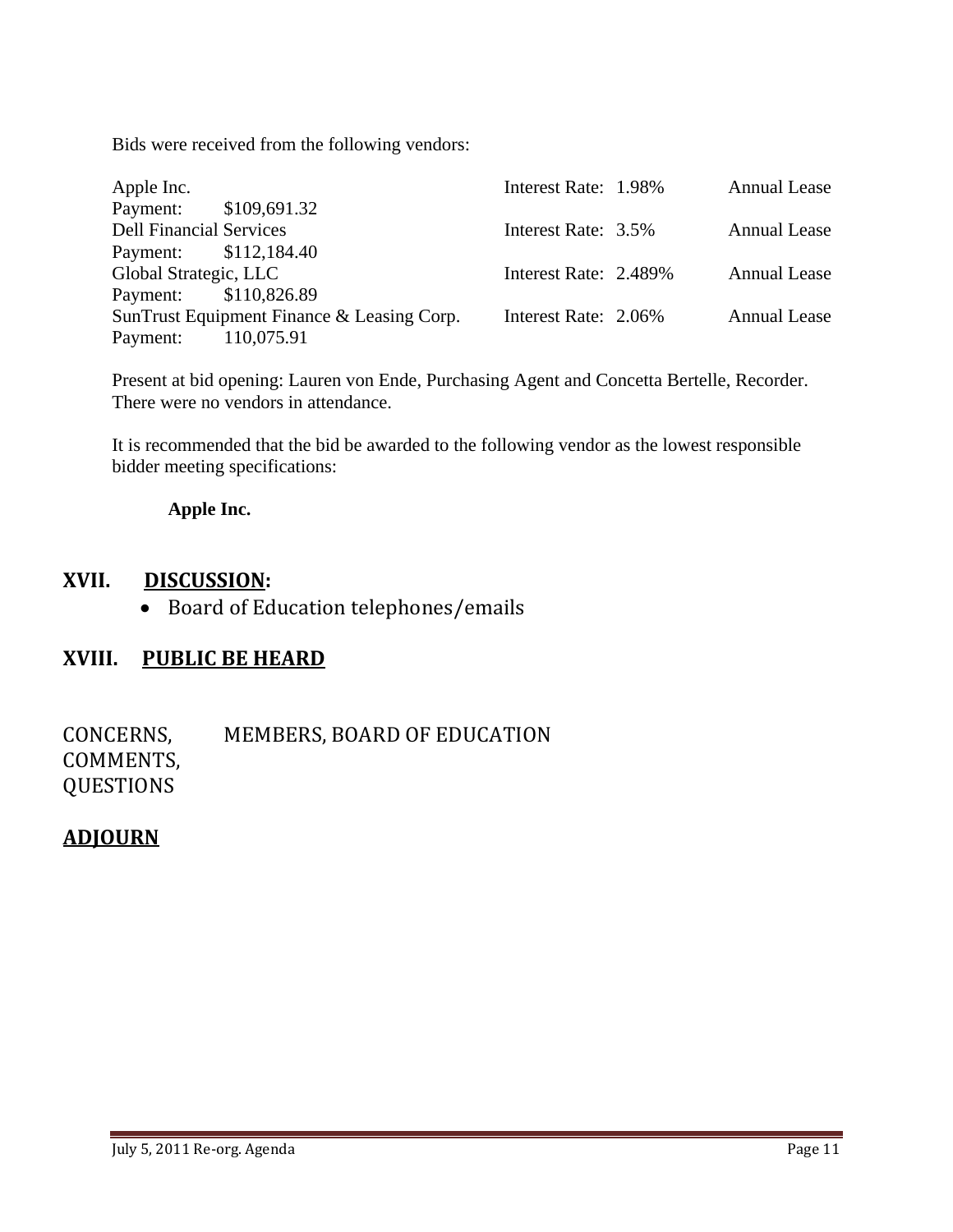Bids were received from the following vendors:

Apple Inc. Interest Rate: 1.98% Annual Lease Payment: $109,691.32
Dell Financial Services Interest Rate: 3.5% Annual Lease Payment: $112,184.40
Global Strategic, LLC Interest Rate: 2.489% Annual Lease Payment: $110,826.89
SunTrust Equipment Finance & Leasing Corp. Interest Rate: 2.06% Annual Lease Payment: 110,075.91

Present at bid opening: Lauren von Ende, Purchasing Agent and Concetta Bertelle, Recorder. There were no vendors in attendance.

It is recommended that the bid be awarded to the following vendor as the lowest responsible bidder meeting specifications:

**Apple Inc.**

## XVII. DISCUSSION:

- Board of Education telephones/emails

## XVIII. PUBLIC BE HEARD

CONCERNS, COMMENTS, QUESTIONS MEMBERS, BOARD OF EDUCATION

## ADJOURN